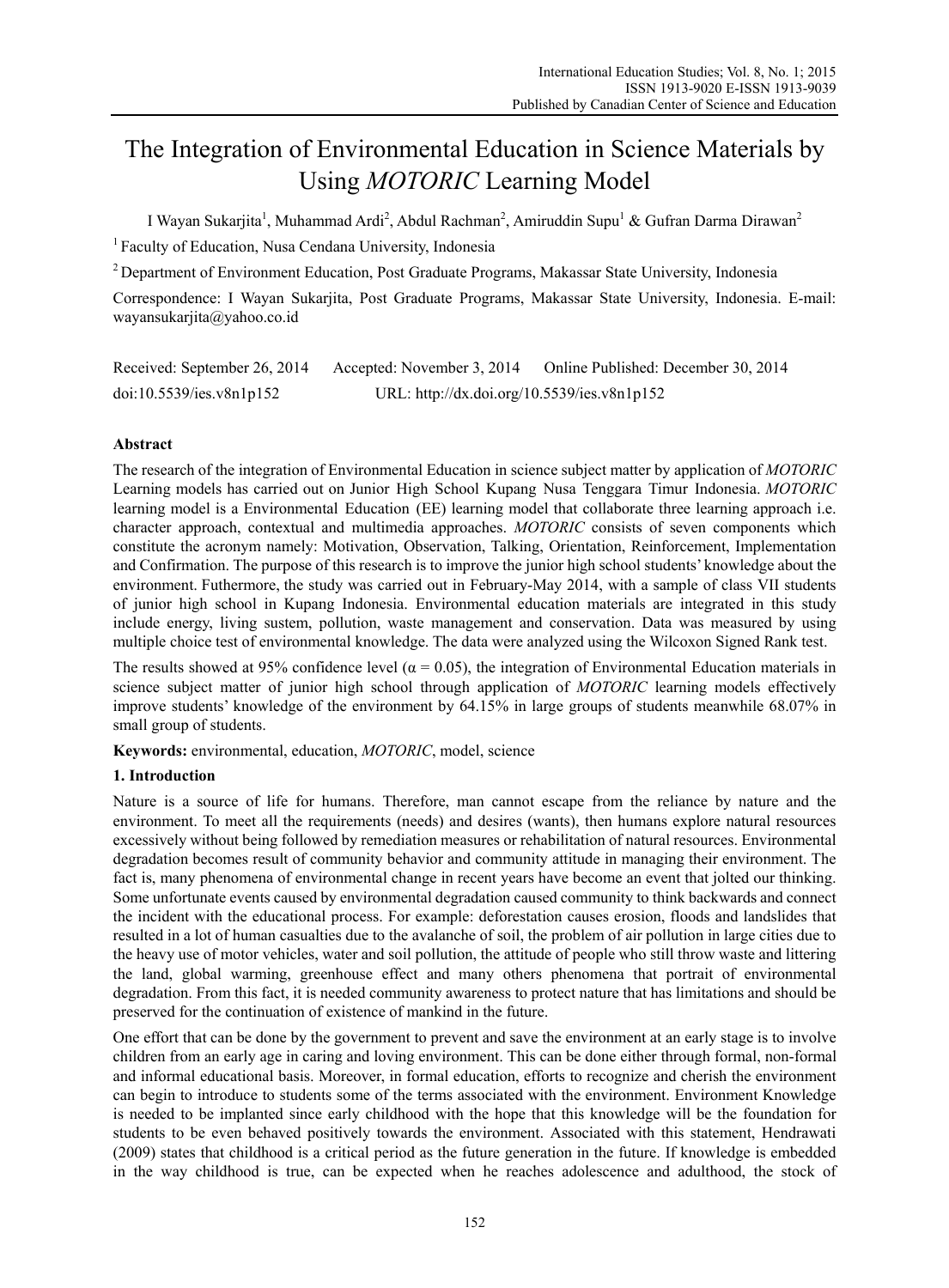# The Integration of Environmental Education in Science Materials by Using *MOTORIC* Learning Model

I Wayan Sukarjita[1], Muhammad Ardi[2], Abdul Rachman[2], Amiruddin Supu[1] & Gufran Darma Dirawan[2]

[1] Faculty of Education, Nusa Cendana University, Indonesia

[2] Department of Environment Education, Post Graduate Programs, Makassar State University, Indonesia

Correspondence: I Wayan Sukarjita, Post Graduate Programs, Makassar State University, Indonesia. E-mail: wayansukarjita@yahoo.co.id

Received: September 26, 2014 Accepted: November 3, 2014 Online Published: December 30, 2014

doi:10.5539/ies.v8n1p152 URL: http://dx.doi.org/10.5539/ies.v8n1p152

## Abstract

The research of the integration of Environmental Education in science subject matter by application of *MOTORIC* Learning models has carried out on Junior High School Kupang Nusa Tenggara Timur Indonesia. *MOTORIC* learning model is a Environmental Education (EE) learning model that collaborate three learning approach i.e. character approach, contextual and multimedia approaches. *MOTORIC* consists of seven components which constitute the acronym namely: Motivation, Observation, Talking, Orientation, Reinforcement, Implementation and Confirmation. The purpose of this research is to improve the junior high school students' knowledge about the environment. Futhermore, the study was carried out in February-May 2014, with a sample of class VII students of junior high school in Kupang Indonesia. Environmental education materials are integrated in this study include energy, living sustem, pollution, waste management and conservation. Data was measured by using multiple choice test of environmental knowledge. The data were analyzed using the Wilcoxon Signed Rank test.

The results showed at 95% confidence level ($\alpha = 0.05$), the integration of Environmental Education materials in science subject matter of junior high school through application of *MOTORIC* learning models effectively improve students' knowledge of the environment by 64.15% in large groups of students meanwhile 68.07% in small group of students.

**Keywords:** environmental, education, *MOTORIC*, model, science

## 1. Introduction

Nature is a source of life for humans. Therefore, man cannot escape from the reliance by nature and the environment. To meet all the requirements (needs) and desires (wants), then humans explore natural resources excessively without being followed by remediation measures or rehabilitation of natural resources. Environmental degradation becomes result of community behavior and community attitude in managing their environment. The fact is, many phenomena of environmental change in recent years have become an event that jolted our thinking. Some unfortunate events caused by environmental degradation caused community to think backwards and connect the incident with the educational process. For example: deforestation causes erosion, floods and landslides that resulted in a lot of human casualties due to the avalanche of soil, the problem of air pollution in large cities due to the heavy use of motor vehicles, water and soil pollution, the attitude of people who still throw waste and littering the land, global warming, greenhouse effect and many others phenomena that portrait of environmental degradation. From this fact, it is needed community awareness to protect nature that has limitations and should be preserved for the continuation of existence of mankind in the future.

One effort that can be done by the government to prevent and save the environment at an early stage is to involve children from an early age in caring and loving environment. This can be done either through formal, non-formal and informal educational basis. Moreover, in formal education, efforts to recognize and cherish the environment can begin to introduce to students some of the terms associated with the environment. Environment Knowledge is needed to be implanted since early childhood with the hope that this knowledge will be the foundation for students to be even behaved positively towards the environment. Associated with this statement, Hendrawati (2009) states that childhood is a critical period as the future generation in the future. If knowledge is embedded in the way childhood is true, can be expected when he reaches adolescence and adulthood, the stock of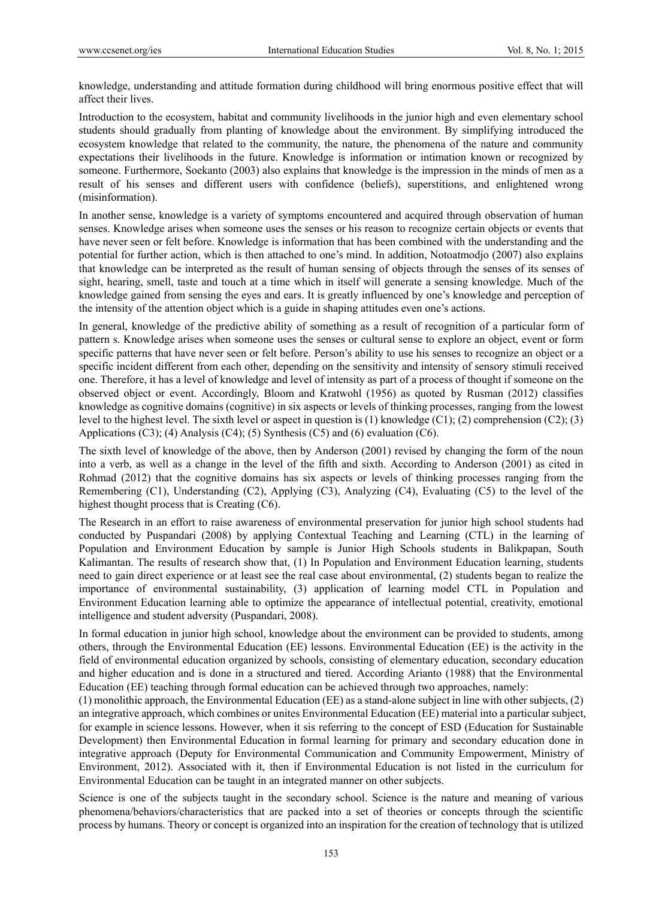knowledge, understanding and attitude formation during childhood will bring enormous positive effect that will affect their lives.

Introduction to the ecosystem, habitat and community livelihoods in the junior high and even elementary school students should gradually from planting of knowledge about the environment. By simplifying introduced the ecosystem knowledge that related to the community, the nature, the phenomena of the nature and community expectations their livelihoods in the future. Knowledge is information or intimation known or recognized by someone. Furthermore, Soekanto (2003) also explains that knowledge is the impression in the minds of men as a result of his senses and different users with confidence (beliefs), superstitions, and enlightened wrong (misinformation).

In another sense, knowledge is a variety of symptoms encountered and acquired through observation of human senses. Knowledge arises when someone uses the senses or his reason to recognize certain objects or events that have never seen or felt before. Knowledge is information that has been combined with the understanding and the potential for further action, which is then attached to one's mind. In addition, Notoatmodjo (2007) also explains that knowledge can be interpreted as the result of human sensing of objects through the senses of its senses of sight, hearing, smell, taste and touch at a time which in itself will generate a sensing knowledge. Much of the knowledge gained from sensing the eyes and ears. It is greatly influenced by one's knowledge and perception of the intensity of the attention object which is a guide in shaping attitudes even one's actions.

In general, knowledge of the predictive ability of something as a result of recognition of a particular form of pattern s. Knowledge arises when someone uses the senses or cultural sense to explore an object, event or form specific patterns that have never seen or felt before. Person's ability to use his senses to recognize an object or a specific incident different from each other, depending on the sensitivity and intensity of sensory stimuli received one. Therefore, it has a level of knowledge and level of intensity as part of a process of thought if someone on the observed object or event. Accordingly, Bloom and Kratwohl (1956) as quoted by Rusman (2012) classifies knowledge as cognitive domains (cognitive) in six aspects or levels of thinking processes, ranging from the lowest level to the highest level. The sixth level or aspect in question is (1) knowledge (C1); (2) comprehension (C2); (3) Applications (C3); (4) Analysis (C4); (5) Synthesis (C5) and (6) evaluation (C6).

The sixth level of knowledge of the above, then by Anderson (2001) revised by changing the form of the noun into a verb, as well as a change in the level of the fifth and sixth. According to Anderson (2001) as cited in Rohmad (2012) that the cognitive domains has six aspects or levels of thinking processes ranging from the Remembering (C1), Understanding (C2), Applying (C3), Analyzing (C4), Evaluating (C5) to the level of the highest thought process that is Creating (C6).

The Research in an effort to raise awareness of environmental preservation for junior high school students had conducted by Puspandari (2008) by applying Contextual Teaching and Learning (CTL) in the learning of Population and Environment Education by sample is Junior High Schools students in Balikpapan, South Kalimantan. The results of research show that, (1) In Population and Environment Education learning, students need to gain direct experience or at least see the real case about environmental, (2) students began to realize the importance of environmental sustainability, (3) application of learning model CTL in Population and Environment Education learning able to optimize the appearance of intellectual potential, creativity, emotional intelligence and student adversity (Puspandari, 2008).

In formal education in junior high school, knowledge about the environment can be provided to students, among others, through the Environmental Education (EE) lessons. Environmental Education (EE) is the activity in the field of environmental education organized by schools, consisting of elementary education, secondary education and higher education and is done in a structured and tiered. According Arianto (1988) that the Environmental Education (EE) teaching through formal education can be achieved through two approaches, namely:
(1) monolithic approach, the Environmental Education (EE) as a stand-alone subject in line with other subjects, (2) an integrative approach, which combines or unites Environmental Education (EE) material into a particular subject, for example in science lessons. However, when it sis referring to the concept of ESD (Education for Sustainable Development) then Environmental Education in formal learning for primary and secondary education done in integrative approach (Deputy for Environmental Communication and Community Empowerment, Ministry of Environment, 2012). Associated with it, then if Environmental Education is not listed in the curriculum for Environmental Education can be taught in an integrated manner on other subjects.

Science is one of the subjects taught in the secondary school. Science is the nature and meaning of various phenomena/behaviors/characteristics that are packed into a set of theories or concepts through the scientific process by humans. Theory or concept is organized into an inspiration for the creation of technology that is utilized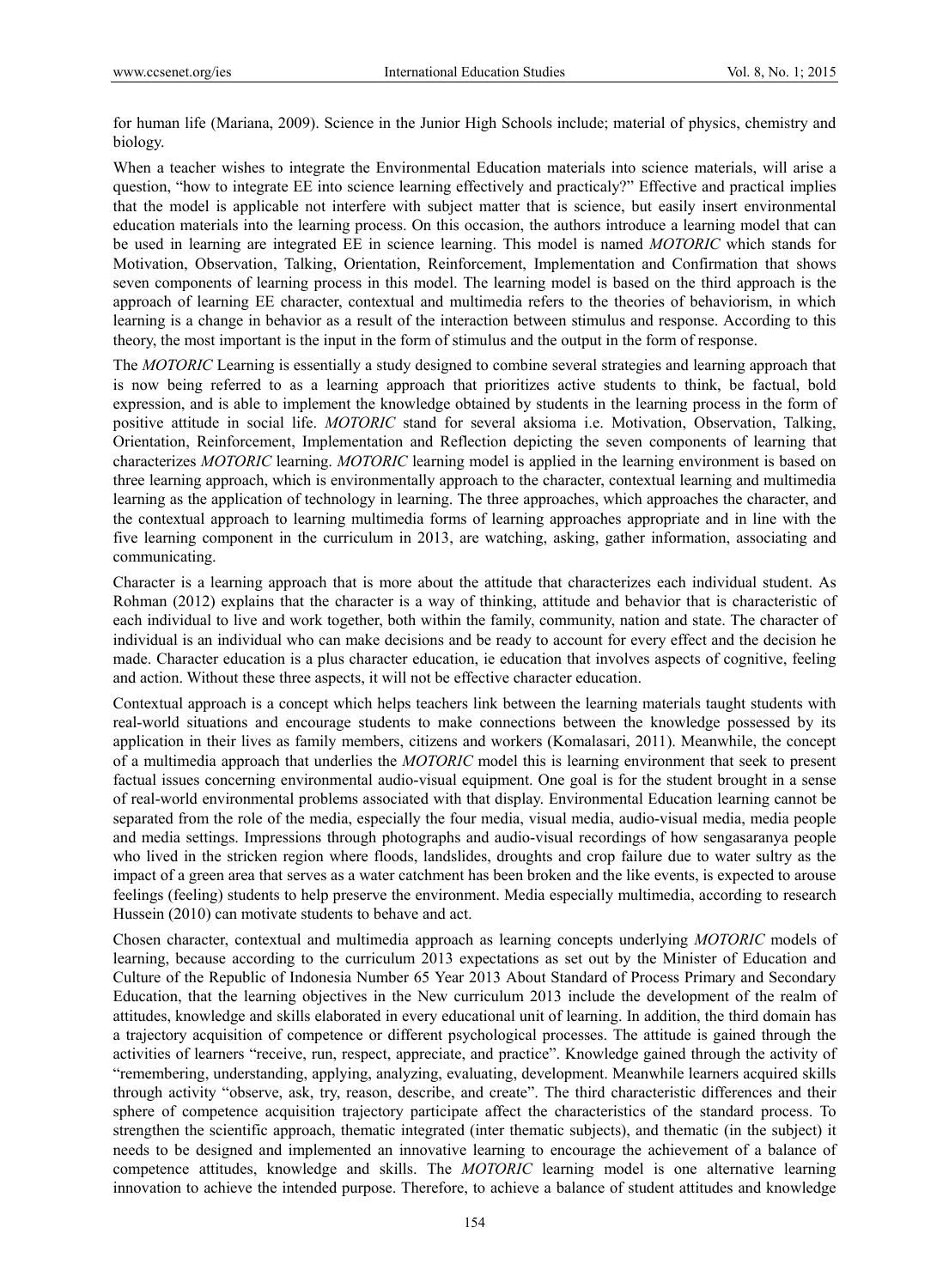for human life (Mariana, 2009). Science in the Junior High Schools include; material of physics, chemistry and biology.

When a teacher wishes to integrate the Environmental Education materials into science materials, will arise a question, "how to integrate EE into science learning effectively and practicaly?" Effective and practical implies that the model is applicable not interfere with subject matter that is science, but easily insert environmental education materials into the learning process. On this occasion, the authors introduce a learning model that can be used in learning are integrated EE in science learning. This model is named *MOTORIC* which stands for Motivation, Observation, Talking, Orientation, Reinforcement, Implementation and Confirmation that shows seven components of learning process in this model. The learning model is based on the third approach is the approach of learning EE character, contextual and multimedia refers to the theories of behaviorism, in which learning is a change in behavior as a result of the interaction between stimulus and response. According to this theory, the most important is the input in the form of stimulus and the output in the form of response.

The *MOTORIC* Learning is essentially a study designed to combine several strategies and learning approach that is now being referred to as a learning approach that prioritizes active students to think, be factual, bold expression, and is able to implement the knowledge obtained by students in the learning process in the form of positive attitude in social life. *MOTORIC* stand for several aksioma i.e. Motivation, Observation, Talking, Orientation, Reinforcement, Implementation and Reflection depicting the seven components of learning that characterizes *MOTORIC* learning. *MOTORIC* learning model is applied in the learning environment is based on three learning approach, which is environmentally approach to the character, contextual learning and multimedia learning as the application of technology in learning. The three approaches, which approaches the character, and the contextual approach to learning multimedia forms of learning approaches appropriate and in line with the five learning component in the curriculum in 2013, are watching, asking, gather information, associating and communicating.

Character is a learning approach that is more about the attitude that characterizes each individual student. As Rohman (2012) explains that the character is a way of thinking, attitude and behavior that is characteristic of each individual to live and work together, both within the family, community, nation and state. The character of individual is an individual who can make decisions and be ready to account for every effect and the decision he made. Character education is a plus character education, ie education that involves aspects of cognitive, feeling and action. Without these three aspects, it will not be effective character education.

Contextual approach is a concept which helps teachers link between the learning materials taught students with real-world situations and encourage students to make connections between the knowledge possessed by its application in their lives as family members, citizens and workers (Komalasari, 2011). Meanwhile, the concept of a multimedia approach that underlies the *MOTORIC* model this is learning environment that seek to present factual issues concerning environmental audio-visual equipment. One goal is for the student brought in a sense of real-world environmental problems associated with that display. Environmental Education learning cannot be separated from the role of the media, especially the four media, visual media, audio-visual media, media people and media settings. Impressions through photographs and audio-visual recordings of how sengasaranya people who lived in the stricken region where floods, landslides, droughts and crop failure due to water sultry as the impact of a green area that serves as a water catchment has been broken and the like events, is expected to arouse feelings (feeling) students to help preserve the environment. Media especially multimedia, according to research Hussein (2010) can motivate students to behave and act.

Chosen character, contextual and multimedia approach as learning concepts underlying *MOTORIC* models of learning, because according to the curriculum 2013 expectations as set out by the Minister of Education and Culture of the Republic of Indonesia Number 65 Year 2013 About Standard of Process Primary and Secondary Education, that the learning objectives in the New curriculum 2013 include the development of the realm of attitudes, knowledge and skills elaborated in every educational unit of learning. In addition, the third domain has a trajectory acquisition of competence or different psychological processes. The attitude is gained through the activities of learners "receive, run, respect, appreciate, and practice". Knowledge gained through the activity of "remembering, understanding, applying, analyzing, evaluating, development. Meanwhile learners acquired skills through activity "observe, ask, try, reason, describe, and create". The third characteristic differences and their sphere of competence acquisition trajectory participate affect the characteristics of the standard process. To strengthen the scientific approach, thematic integrated (inter thematic subjects), and thematic (in the subject) it needs to be designed and implemented an innovative learning to encourage the achievement of a balance of competence attitudes, knowledge and skills. The *MOTORIC* learning model is one alternative learning innovation to achieve the intended purpose. Therefore, to achieve a balance of student attitudes and knowledge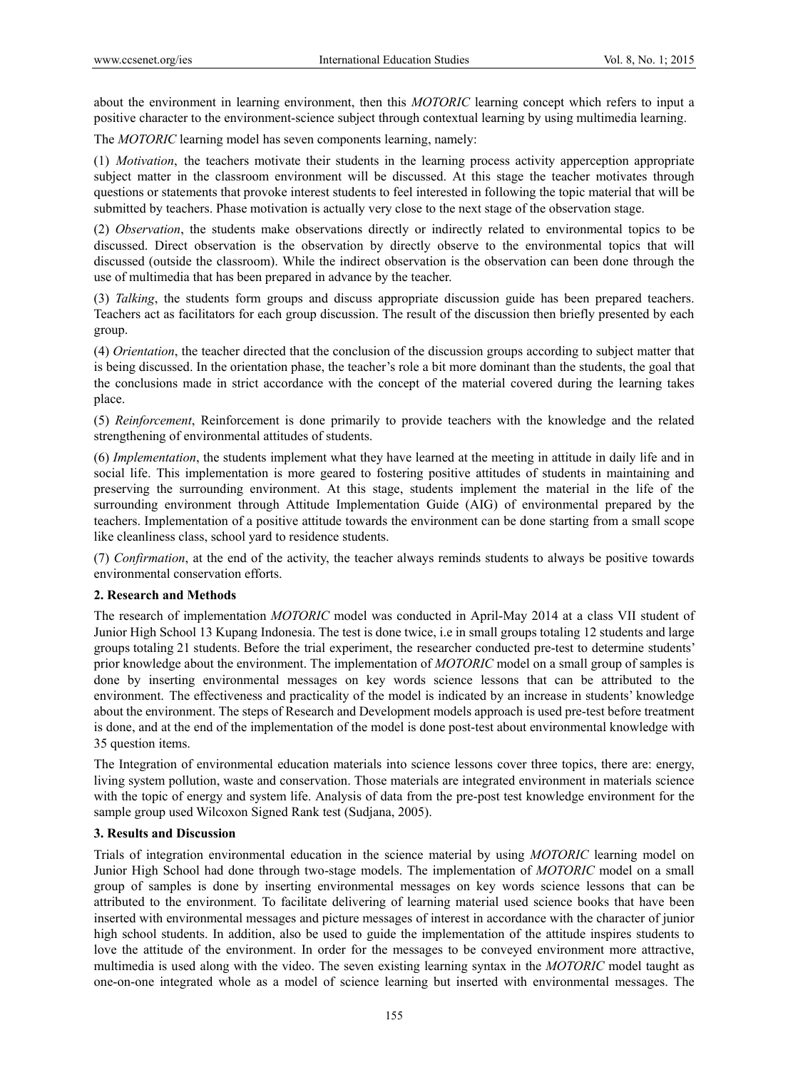about the environment in learning environment, then this *MOTORIC* learning concept which refers to input a positive character to the environment-science subject through contextual learning by using multimedia learning.

The *MOTORIC* learning model has seven components learning, namely:

(1) *Motivation*, the teachers motivate their students in the learning process activity apperception appropriate subject matter in the classroom environment will be discussed. At this stage the teacher motivates through questions or statements that provoke interest students to feel interested in following the topic material that will be submitted by teachers. Phase motivation is actually very close to the next stage of the observation stage.

(2) *Observation*, the students make observations directly or indirectly related to environmental topics to be discussed. Direct observation is the observation by directly observe to the environmental topics that will discussed (outside the classroom). While the indirect observation is the observation can been done through the use of multimedia that has been prepared in advance by the teacher.

(3) *Talking*, the students form groups and discuss appropriate discussion guide has been prepared teachers. Teachers act as facilitators for each group discussion. The result of the discussion then briefly presented by each group.

(4) *Orientation*, the teacher directed that the conclusion of the discussion groups according to subject matter that is being discussed. In the orientation phase, the teacher's role a bit more dominant than the students, the goal that the conclusions made in strict accordance with the concept of the material covered during the learning takes place.

(5) *Reinforcement*, Reinforcement is done primarily to provide teachers with the knowledge and the related strengthening of environmental attitudes of students.

(6) *Implementation*, the students implement what they have learned at the meeting in attitude in daily life and in social life. This implementation is more geared to fostering positive attitudes of students in maintaining and preserving the surrounding environment. At this stage, students implement the material in the life of the surrounding environment through Attitude Implementation Guide (AIG) of environmental prepared by the teachers. Implementation of a positive attitude towards the environment can be done starting from a small scope like cleanliness class, school yard to residence students.

(7) *Confirmation*, at the end of the activity, the teacher always reminds students to always be positive towards environmental conservation efforts.

## 2. Research and Methods

The research of implementation *MOTORIC* model was conducted in April-May 2014 at a class VII student of Junior High School 13 Kupang Indonesia. The test is done twice, i.e in small groups totaling 12 students and large groups totaling 21 students. Before the trial experiment, the researcher conducted pre-test to determine students' prior knowledge about the environment. The implementation of *MOTORIC* model on a small group of samples is done by inserting environmental messages on key words science lessons that can be attributed to the environment. The effectiveness and practicality of the model is indicated by an increase in students' knowledge about the environment. The steps of Research and Development models approach is used pre-test before treatment is done, and at the end of the implementation of the model is done post-test about environmental knowledge with 35 question items.

The Integration of environmental education materials into science lessons cover three topics, there are: energy, living system pollution, waste and conservation. Those materials are integrated environment in materials science with the topic of energy and system life. Analysis of data from the pre-post test knowledge environment for the sample group used Wilcoxon Signed Rank test (Sudjana, 2005).

## 3. Results and Discussion

Trials of integration environmental education in the science material by using *MOTORIC* learning model on Junior High School had done through two-stage models. The implementation of *MOTORIC* model on a small group of samples is done by inserting environmental messages on key words science lessons that can be attributed to the environment. To facilitate delivering of learning material used science books that have been inserted with environmental messages and picture messages of interest in accordance with the character of junior high school students. In addition, also be used to guide the implementation of the attitude inspires students to love the attitude of the environment. In order for the messages to be conveyed environment more attractive, multimedia is used along with the video. The seven existing learning syntax in the *MOTORIC* model taught as one-on-one integrated whole as a model of science learning but inserted with environmental messages. The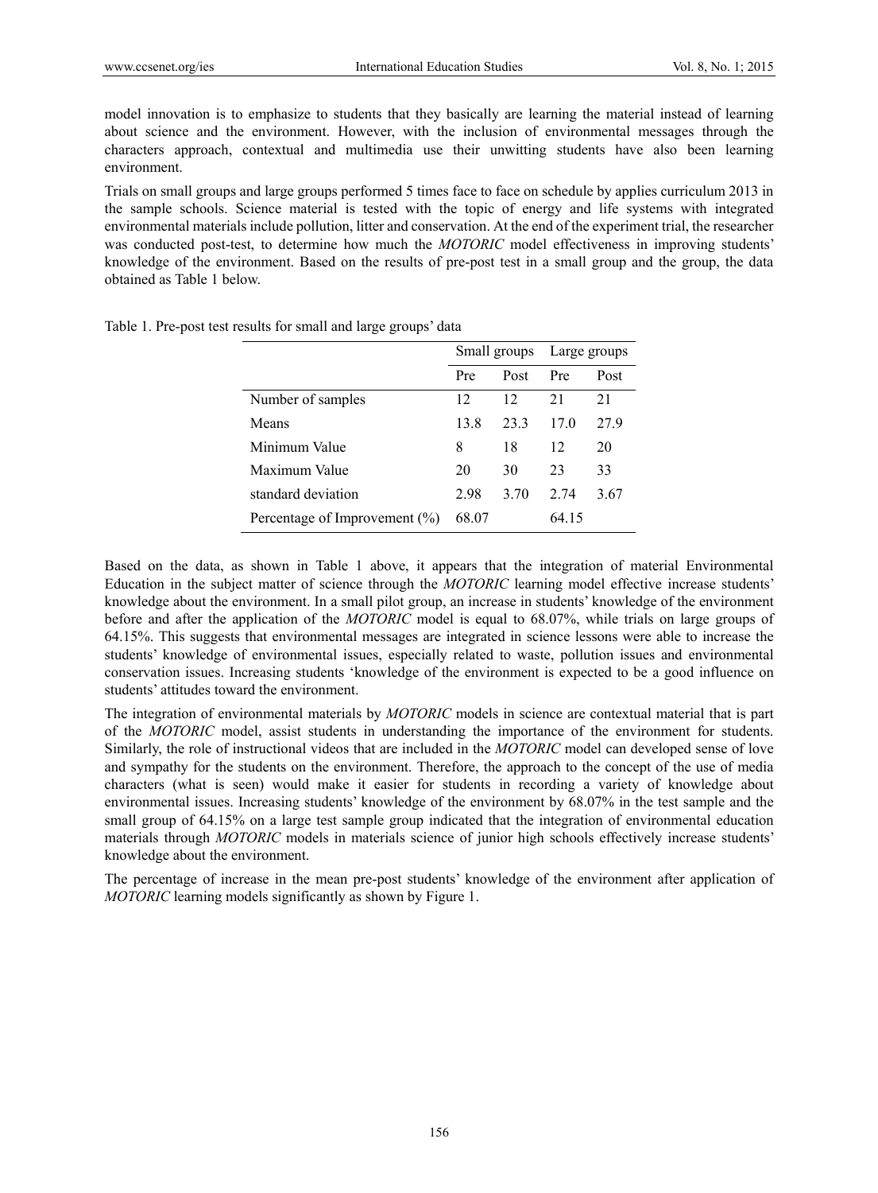model innovation is to emphasize to students that they basically are learning the material instead of learning about science and the environment. However, with the inclusion of environmental messages through the characters approach, contextual and multimedia use their unwitting students have also been learning environment.

Trials on small groups and large groups performed 5 times face to face on schedule by applies curriculum 2013 in the sample schools. Science material is tested with the topic of energy and life systems with integrated environmental materials include pollution, litter and conservation. At the end of the experiment trial, the researcher was conducted post-test, to determine how much the *MOTORIC* model effectiveness in improving students' knowledge of the environment. Based on the results of pre-post test in a small group and the group, the data obtained as Table 1 below.

Table 1. Pre-post test results for small and large groups' data

| | Small groups | | Large groups | |
|---|---|---|---|---|
| | Pre | Post | Pre | Post |
| Number of samples | 12 | 12 | 21 | 21 |
| Means | 13.8 | 23.3 | 17.0 | 27.9 |
| Minimum Value | 8 | 18 | 12 | 20 |
| Maximum Value | 20 | 30 | 23 | 33 |
| standard deviation | 2.98 | 3.70 | 2.74 | 3.67 |
| Percentage of Improvement (%) | 68.07 | | 64.15 | |

Based on the data, as shown in Table 1 above, it appears that the integration of material Environmental Education in the subject matter of science through the *MOTORIC* learning model effective increase students' knowledge about the environment. In a small pilot group, an increase in students' knowledge of the environment before and after the application of the *MOTORIC* model is equal to 68.07%, while trials on large groups of 64.15%. This suggests that environmental messages are integrated in science lessons were able to increase the students' knowledge of environmental issues, especially related to waste, pollution issues and environmental conservation issues. Increasing students 'knowledge of the environment is expected to be a good influence on students' attitudes toward the environment.

The integration of environmental materials by *MOTORIC* models in science are contextual material that is part of the *MOTORIC* model, assist students in understanding the importance of the environment for students. Similarly, the role of instructional videos that are included in the *MOTORIC* model can developed sense of love and sympathy for the students on the environment. Therefore, the approach to the concept of the use of media characters (what is seen) would make it easier for students in recording a variety of knowledge about environmental issues. Increasing students' knowledge of the environment by 68.07% in the test sample and the small group of 64.15% on a large test sample group indicated that the integration of environmental education materials through *MOTORIC* models in materials science of junior high schools effectively increase students' knowledge about the environment.

The percentage of increase in the mean pre-post students' knowledge of the environment after application of *MOTORIC* learning models significantly as shown by Figure 1.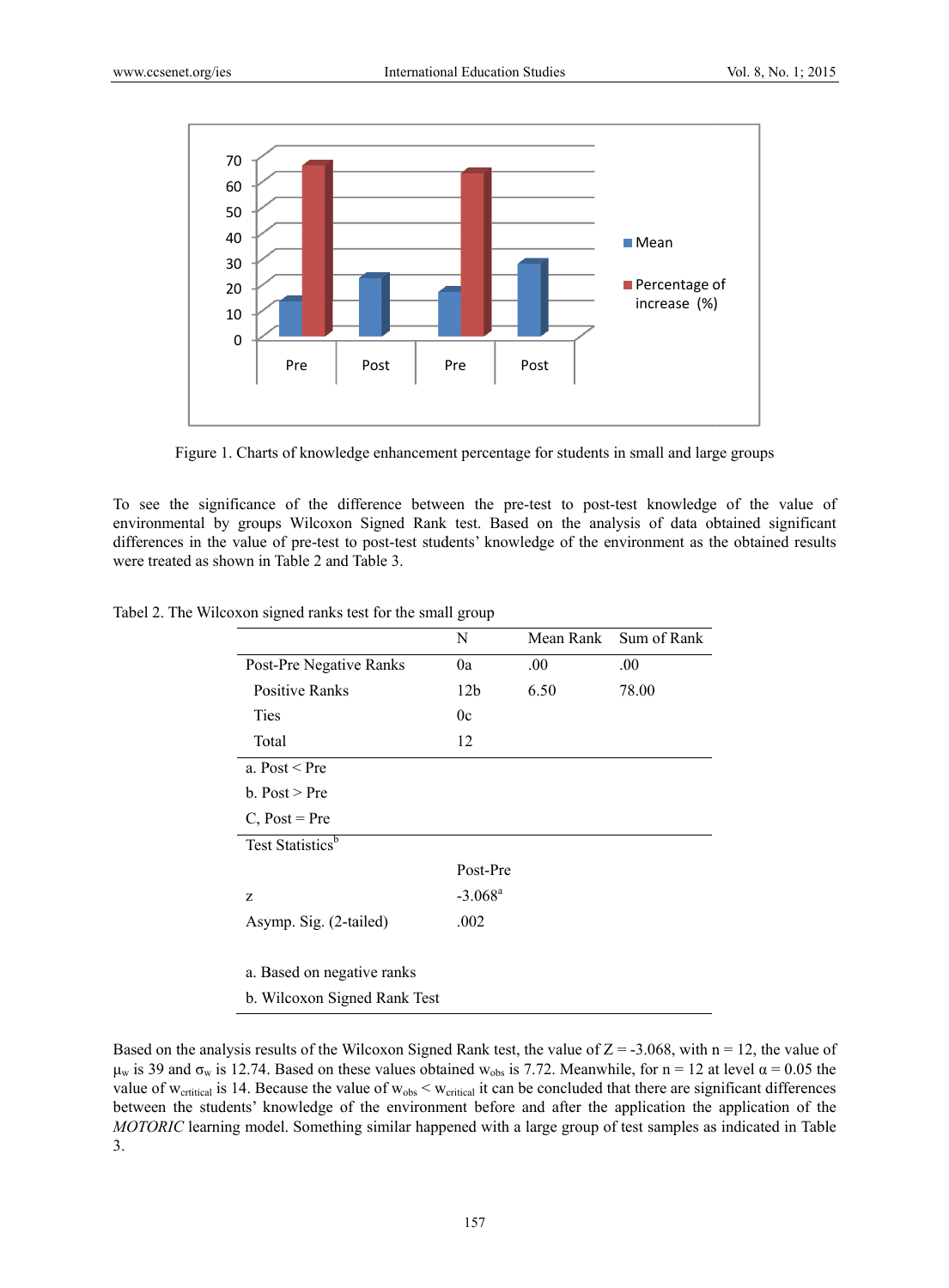Figure 1. Charts of knowledge enhancement percentage for students in small and large groups

To see the significance of the difference between the pre-test to post-test knowledge of the value of environmental by groups Wilcoxon Signed Rank test. Based on the analysis of data obtained significant differences in the value of pre-test to post-test students' knowledge of the environment as the obtained results were treated as shown in Table 2 and Table 3.

Tabel 2. The Wilcoxon signed ranks test for the small group

| | N | Mean Rank | Sum of Rank |
|---|---|---|---|
| Post-Pre Negative Ranks | 0a | .00 | .00 |
| Positive Ranks | 12b | 6.50 | 78.00 |
| Ties | 0c | | |
| Total | 12 | | |

a. Post < Pre

b. Post > Pre

C, Post = Pre

| Test Statistics[b] | |
|---|---|
| | Post-Pre |
| z | -3.068[a] |
| Asymp. Sig. (2-tailed) | .002 |

a. Based on negative ranks

b. Wilcoxon Signed Rank Test

Based on the analysis results of the Wilcoxon Signed Rank test, the value of Z = -3.068, with n = 12, the value of $\mu_w$ is 39 and $\sigma_w$ is 12.74. Based on these values obtained $w_{obs}$ is 7.72. Meanwhile, for n = 12 at level $\alpha = 0.05$ the value of $w_{crtitical}$ is 14. Because the value of $w_{obs} < w_{critical}$ it can be concluded that there are significant differences between the students' knowledge of the environment before and after the application the application of the *MOTORIC* learning model. Something similar happened with a large group of test samples as indicated in Table 3.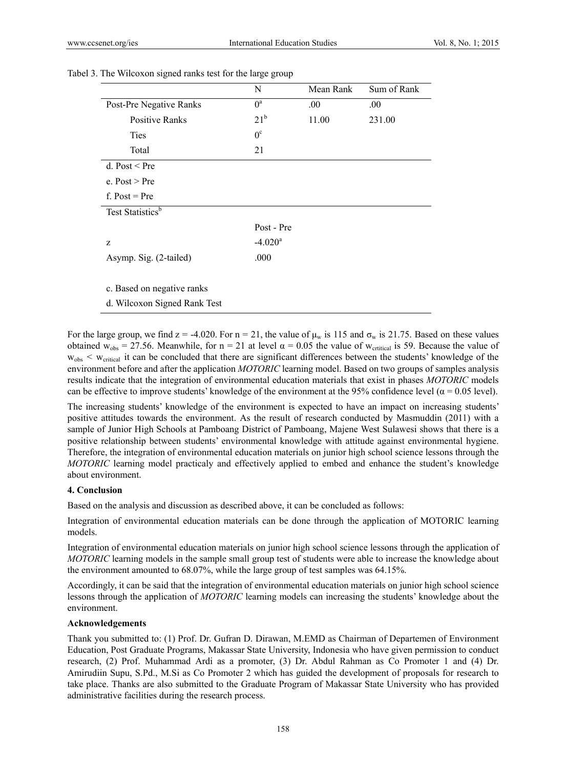Tabel 3. The Wilcoxon signed ranks test for the large group

| | | N | Mean Rank | Sum of Rank |
|---|---|---|---|---|
| Post-Pre | Negative Ranks | 0[a] | .00 | .00 |
| | Positive Ranks | 21[b] | 11.00 | 231.00 |
| | Ties | 0[c] | | |
| | Total | 21 | | |

d. Post < Pre

e. Post > Pre

f. Post = Pre

Test Statistics[b]

| | Post - Pre |
|---|---|
| z | -4.020[a] |
| Asymp. Sig. (2-tailed) | .000 |

c. Based on negative ranks

d. Wilcoxon Signed Rank Test

For the large group, we find z = -4.020. For n = 21, the value of $\mu_w$ is 115 and $\sigma_w$ is 21.75. Based on these values obtained $w_{obs} = 27.56$. Meanwhile, for n = 21 at level $\alpha = 0.05$ the value of $w_{crtitical}$ is 59. Because the value of $w_{obs} < w_{critical}$ it can be concluded that there are significant differences between the students' knowledge of the environment before and after the application *MOTORIC* learning model. Based on two groups of samples analysis results indicate that the integration of environmental education materials that exist in phases *MOTORIC* models can be effective to improve students' knowledge of the environment at the 95% confidence level ($\alpha = 0.05$ level).

The increasing students' knowledge of the environment is expected to have an impact on increasing students' positive attitudes towards the environment. As the result of research conducted by Masmuddin (2011) with a sample of Junior High Schools at Pamboang District of Pamboang, Majene West Sulawesi shows that there is a positive relationship between students' environmental knowledge with attitude against environmental hygiene. Therefore, the integration of environmental education materials on junior high school science lessons through the *MOTORIC* learning model practicaly and effectively applied to embed and enhance the student's knowledge about environment.

## 4. Conclusion

Based on the analysis and discussion as described above, it can be concluded as follows:

Integration of environmental education materials can be done through the application of MOTORIC learning models.

Integration of environmental education materials on junior high school science lessons through the application of *MOTORIC* learning models in the sample small group test of students were able to increase the knowledge about the environment amounted to 68.07%, while the large group of test samples was 64.15%.

Accordingly, it can be said that the integration of environmental education materials on junior high school science lessons through the application of *MOTORIC* learning models can increasing the students' knowledge about the environment.

## Acknowledgements

Thank you submitted to: (1) Prof. Dr. Gufran D. Dirawan, M.EMD as Chairman of Departemen of Environment Education, Post Graduate Programs, Makassar State University, Indonesia who have given permission to conduct research, (2) Prof. Muhammad Ardi as a promoter, (3) Dr. Abdul Rahman as Co Promoter 1 and (4) Dr. Amirudiin Supu, S.Pd., M.Si as Co Promoter 2 which has guided the development of proposals for research to take place. Thanks are also submitted to the Graduate Program of Makassar State University who has provided administrative facilities during the research process.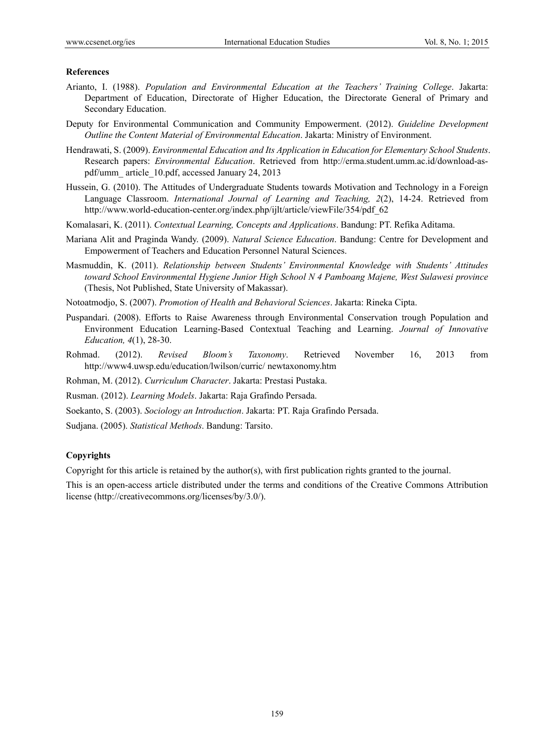**References**

Arianto, I. (1988). *Population and Environmental Education at the Teachers' Training College*. Jakarta: Department of Education, Directorate of Higher Education, the Directorate General of Primary and Secondary Education.

Deputy for Environmental Communication and Community Empowerment. (2012). *Guideline Development Outline the Content Material of Environmental Education*. Jakarta: Ministry of Environment.

Hendrawati, S. (2009). *Environmental Education and Its Application in Education for Elementary School Students*. Research papers: *Environmental Education*. Retrieved from http://erma.student.umm.ac.id/download-as-pdf/umm_ article_10.pdf, accessed January 24, 2013

Hussein, G. (2010). The Attitudes of Undergraduate Students towards Motivation and Technology in a Foreign Language Classroom. *International Journal of Learning and Teaching, 2*(2), 14-24. Retrieved from http://www.world-education-center.org/index.php/ijlt/article/viewFile/354/pdf_62

Komalasari, K. (2011). *Contextual Learning, Concepts and Applications*. Bandung: PT. Refika Aditama.

Mariana Alit and Praginda Wandy. (2009). *Natural Science Education*. Bandung: Centre for Development and Empowerment of Teachers and Education Personnel Natural Sciences.

Masmuddin, K. (2011). *Relationship between Students' Environmental Knowledge with Students' Attitudes toward School Environmental Hygiene Junior High School N 4 Pamboang Majene, West Sulawesi province* (Thesis, Not Published, State University of Makassar).

Notoatmodjo, S. (2007). *Promotion of Health and Behavioral Sciences*. Jakarta: Rineka Cipta.

Puspandari. (2008). Efforts to Raise Awareness through Environmental Conservation trough Population and Environment Education Learning-Based Contextual Teaching and Learning. *Journal of Innovative Education, 4*(1), 28-30.

Rohmad. (2012). *Revised Bloom's Taxonomy*. Retrieved November 16, 2013 from http://www4.uwsp.edu/education/lwilson/curric/ newtaxonomy.htm

Rohman, M. (2012). *Curriculum Character*. Jakarta: Prestasi Pustaka.

Rusman. (2012). *Learning Models*. Jakarta: Raja Grafindo Persada.

Soekanto, S. (2003). *Sociology an Introduction*. Jakarta: PT. Raja Grafindo Persada.

Sudjana. (2005). *Statistical Methods*. Bandung: Tarsito.

**Copyrights**

Copyright for this article is retained by the author(s), with first publication rights granted to the journal.

This is an open-access article distributed under the terms and conditions of the Creative Commons Attribution license (http://creativecommons.org/licenses/by/3.0/).